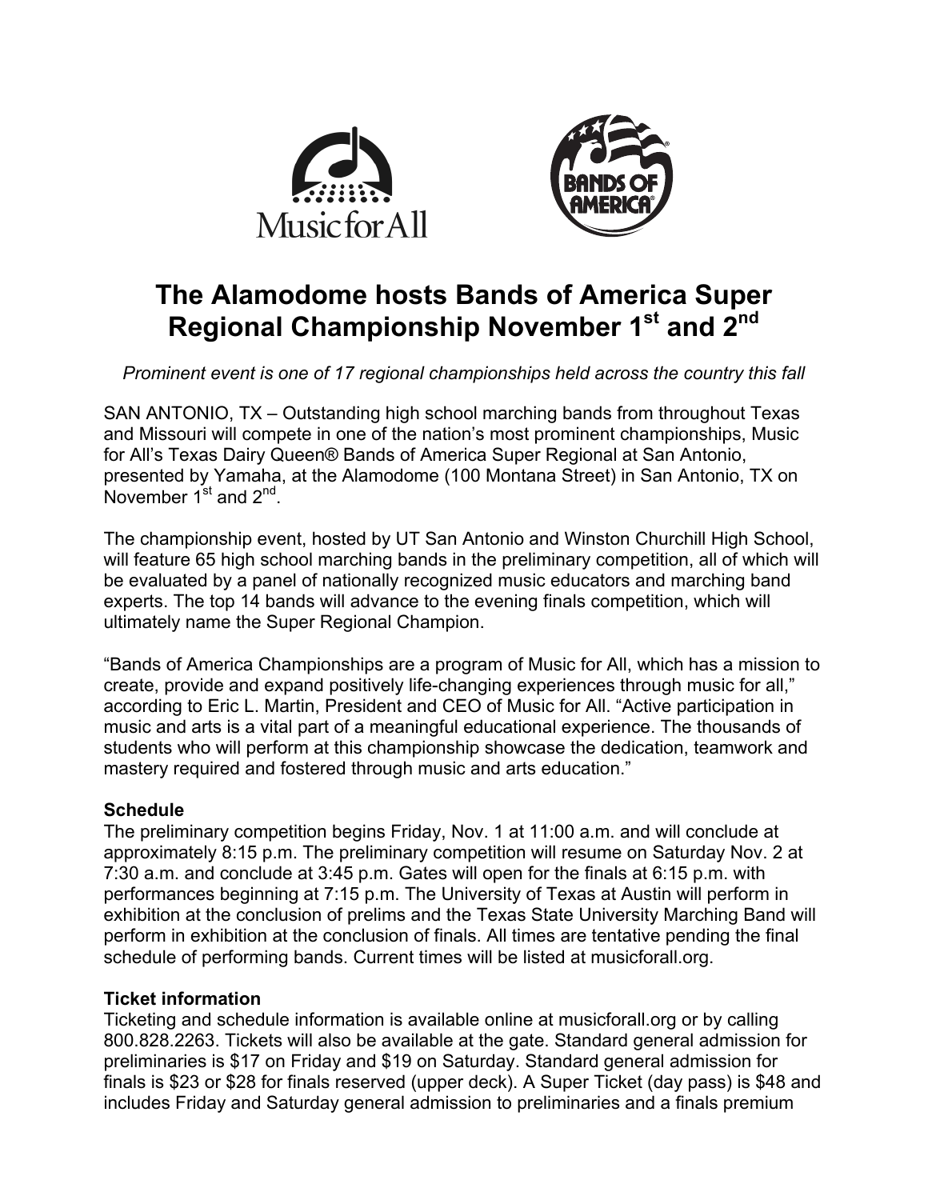# The Alamodome hosts Bands of America Super Regional Championship November 1st and 2nd

*Prominent event is one of 17 regional championships held across the country this fall*

SAN ANTONIO, TX – Outstanding high school marching bands from throughout Texas and Missouri will compete in one of the nation's most prominent championships, Music for All's Texas Dairy Queen® Bands of America Super Regional at San Antonio, presented by Yamaha, at the Alamodome (100 Montana Street) in San Antonio, TX on November 1st and 2nd.

The championship event, hosted by UT San Antonio and Winston Churchill High School, will feature 65 high school marching bands in the preliminary competition, all of which will be evaluated by a panel of nationally recognized music educators and marching band experts. The top 14 bands will advance to the evening finals competition, which will ultimately name the Super Regional Champion.

"Bands of America Championships are a program of Music for All, which has a mission to create, provide and expand positively life-changing experiences through music for all," according to Eric L. Martin, President and CEO of Music for All. "Active participation in music and arts is a vital part of a meaningful educational experience. The thousands of students who will perform at this championship showcase the dedication, teamwork and mastery required and fostered through music and arts education."

**Schedule**

The preliminary competition begins Friday, Nov. 1 at 11:00 a.m. and will conclude at approximately 8:15 p.m. The preliminary competition will resume on Saturday Nov. 2 at 7:30 a.m. and conclude at 3:45 p.m. Gates will open for the finals at 6:15 p.m. with performances beginning at 7:15 p.m. The University of Texas at Austin will perform in exhibition at the conclusion of prelims and the Texas State University Marching Band will perform in exhibition at the conclusion of finals. All times are tentative pending the final schedule of performing bands. Current times will be listed at musicforall.org.

**Ticket information**

Ticketing and schedule information is available online at musicforall.org or by calling 800.828.2263. Tickets will also be available at the gate. Standard general admission for preliminaries is $17 on Friday and $19 on Saturday. Standard general admission for finals is $23 or $28 for finals reserved (upper deck). A Super Ticket (day pass) is $48 and includes Friday and Saturday general admission to preliminaries and a finals premium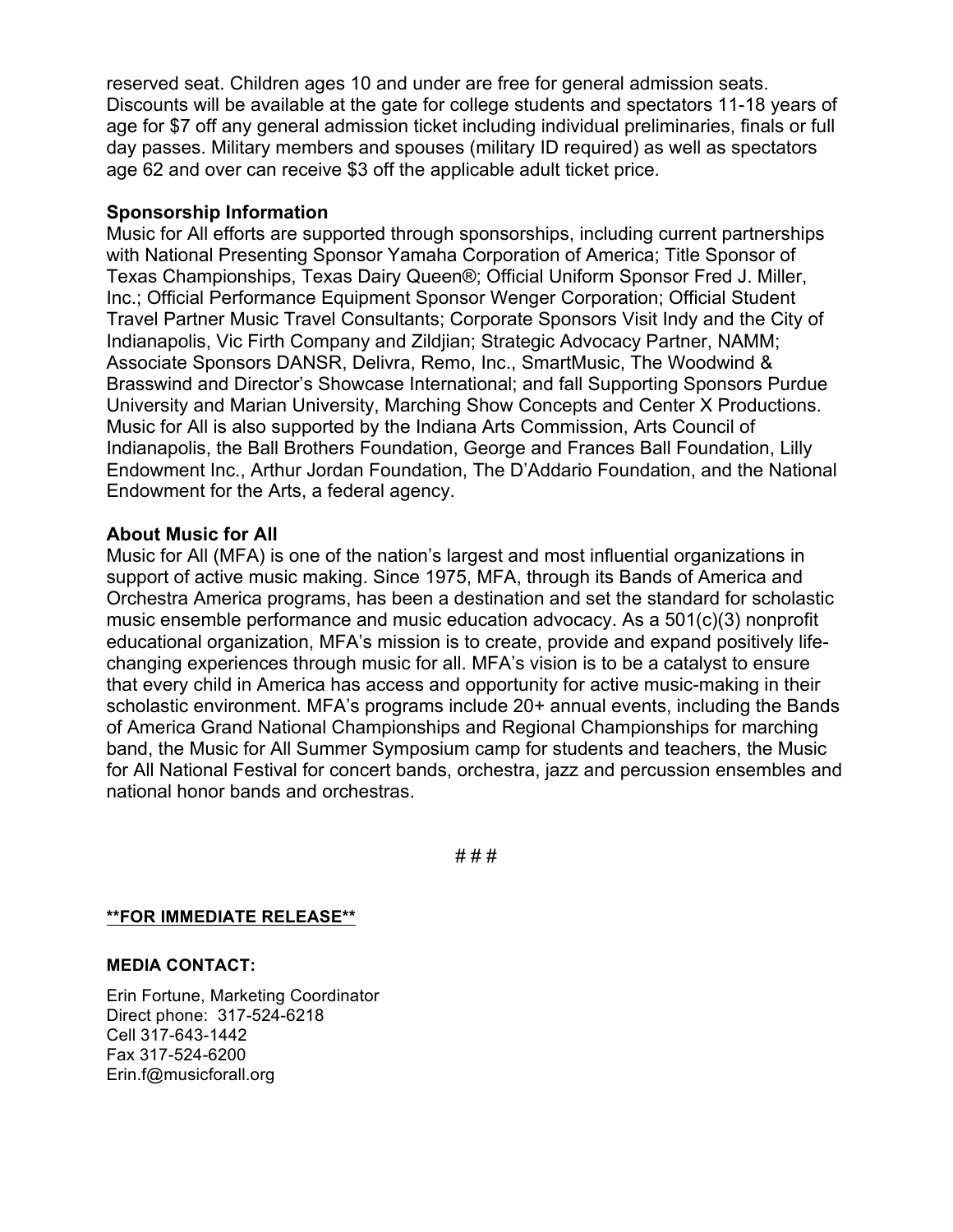reserved seat. Children ages 10 and under are free for general admission seats. Discounts will be available at the gate for college students and spectators 11-18 years of age for $7 off any general admission ticket including individual preliminaries, finals or full day passes. Military members and spouses (military ID required) as well as spectators age 62 and over can receive $3 off the applicable adult ticket price.

**Sponsorship Information**

Music for All efforts are supported through sponsorships, including current partnerships with National Presenting Sponsor Yamaha Corporation of America; Title Sponsor of Texas Championships, Texas Dairy Queen®; Official Uniform Sponsor Fred J. Miller, Inc.; Official Performance Equipment Sponsor Wenger Corporation; Official Student Travel Partner Music Travel Consultants; Corporate Sponsors Visit Indy and the City of Indianapolis, Vic Firth Company and Zildjian; Strategic Advocacy Partner, NAMM; Associate Sponsors DANSR, Delivra, Remo, Inc., SmartMusic, The Woodwind & Brasswind and Director's Showcase International; and fall Supporting Sponsors Purdue University and Marian University, Marching Show Concepts and Center X Productions. Music for All is also supported by the Indiana Arts Commission, Arts Council of Indianapolis, the Ball Brothers Foundation, George and Frances Ball Foundation, Lilly Endowment Inc., Arthur Jordan Foundation, The D'Addario Foundation, and the National Endowment for the Arts, a federal agency.

**About Music for All**

Music for All (MFA) is one of the nation's largest and most influential organizations in support of active music making. Since 1975, MFA, through its Bands of America and Orchestra America programs, has been a destination and set the standard for scholastic music ensemble performance and music education advocacy. As a 501(c)(3) nonprofit educational organization, MFA's mission is to create, provide and expand positively life-changing experiences through music for all. MFA's vision is to be a catalyst to ensure that every child in America has access and opportunity for active music-making in their scholastic environment. MFA's programs include 20+ annual events, including the Bands of America Grand National Championships and Regional Championships for marching band, the Music for All Summer Symposium camp for students and teachers, the Music for All National Festival for concert bands, orchestra, jazz and percussion ensembles and national honor bands and orchestras.

# # #

**<u>**FOR IMMEDIATE RELEASE**</u>**

**MEDIA CONTACT:**

Erin Fortune, Marketing Coordinator
Direct phone: 317-524-6218
Cell 317-643-1442
Fax 317-524-6200
Erin.f@musicforall.org